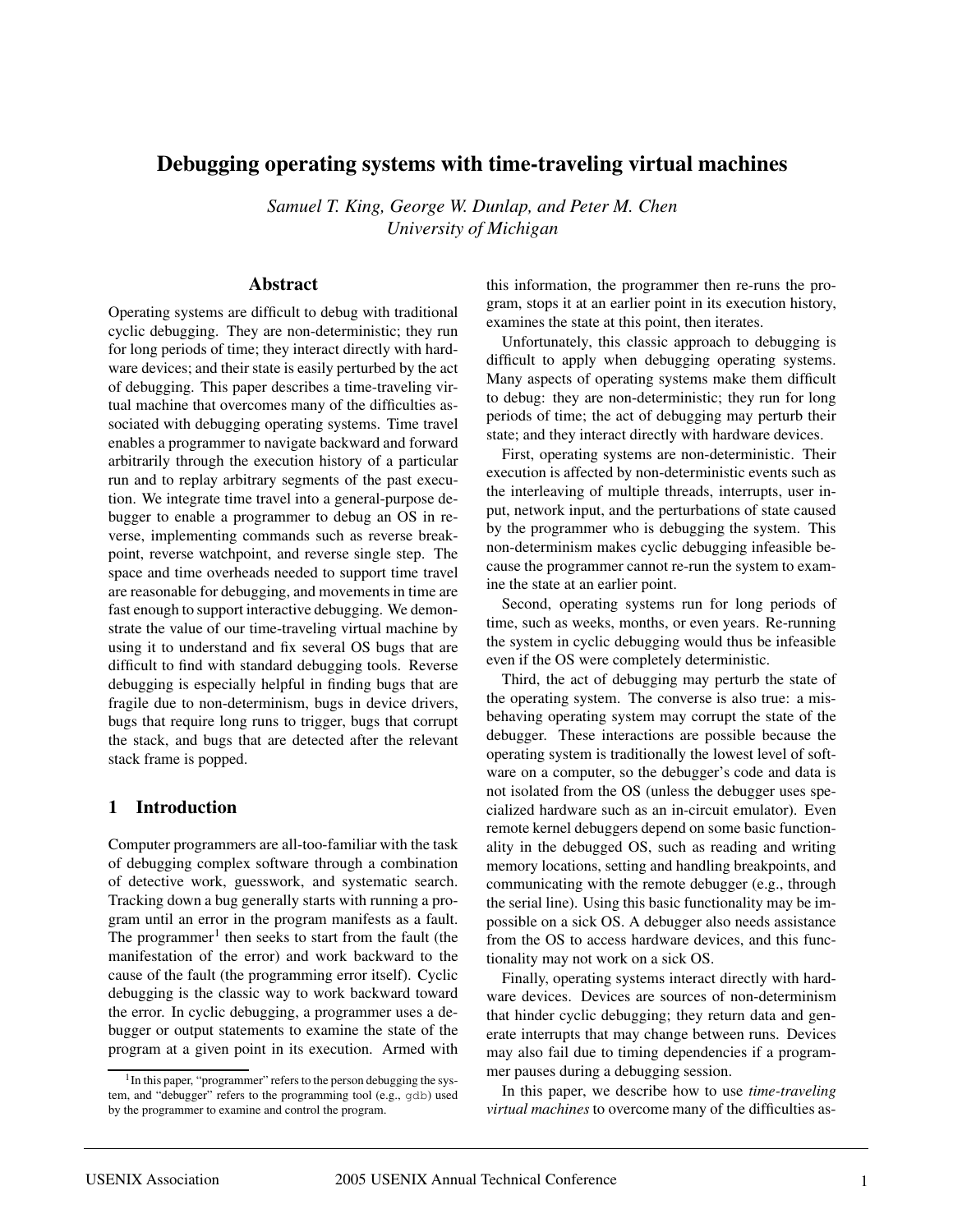# Debugging operating systems with time-traveling virtual machines

*Samuel T. King, George W. Dunlap, and Peter M. Chen*
*University of Michigan*

## Abstract

Operating systems are difficult to debug with traditional cyclic debugging. They are non-deterministic; they run for long periods of time; they interact directly with hardware devices; and their state is easily perturbed by the act of debugging. This paper describes a time-traveling virtual machine that overcomes many of the difficulties associated with debugging operating systems. Time travel enables a programmer to navigate backward and forward arbitrarily through the execution history of a particular run and to replay arbitrary segments of the past execution. We integrate time travel into a general-purpose debugger to enable a programmer to debug an OS in reverse, implementing commands such as reverse breakpoint, reverse watchpoint, and reverse single step. The space and time overheads needed to support time travel are reasonable for debugging, and movements in time are fast enough to support interactive debugging. We demonstrate the value of our time-traveling virtual machine by using it to understand and fix several OS bugs that are difficult to find with standard debugging tools. Reverse debugging is especially helpful in finding bugs that are fragile due to non-determinism, bugs in device drivers, bugs that require long runs to trigger, bugs that corrupt the stack, and bugs that are detected after the relevant stack frame is popped.

## 1 Introduction

Computer programmers are all-too-familiar with the task of debugging complex software through a combination of detective work, guesswork, and systematic search. Tracking down a bug generally starts with running a program until an error in the program manifests as a fault. The programmer[1] then seeks to start from the fault (the manifestation of the error) and work backward to the cause of the fault (the programming error itself). Cyclic debugging is the classic way to work backward toward the error. In cyclic debugging, a programmer uses a debugger or output statements to examine the state of the program at a given point in its execution. Armed with this information, the programmer then re-runs the program, stops it at an earlier point in its execution history, examines the state at this point, then iterates.

Unfortunately, this classic approach to debugging is difficult to apply when debugging operating systems. Many aspects of operating systems make them difficult to debug: they are non-deterministic; they run for long periods of time; the act of debugging may perturb their state; and they interact directly with hardware devices.

First, operating systems are non-deterministic. Their execution is affected by non-deterministic events such as the interleaving of multiple threads, interrupts, user input, network input, and the perturbations of state caused by the programmer who is debugging the system. This non-determinism makes cyclic debugging infeasible because the programmer cannot re-run the system to examine the state at an earlier point.

Second, operating systems run for long periods of time, such as weeks, months, or even years. Re-running the system in cyclic debugging would thus be infeasible even if the OS were completely deterministic.

Third, the act of debugging may perturb the state of the operating system. The converse is also true: a misbehaving operating system may corrupt the state of the debugger. These interactions are possible because the operating system is traditionally the lowest level of software on a computer, so the debugger's code and data is not isolated from the OS (unless the debugger uses specialized hardware such as an in-circuit emulator). Even remote kernel debuggers depend on some basic functionality in the debugged OS, such as reading and writing memory locations, setting and handling breakpoints, and communicating with the remote debugger (e.g., through the serial line). Using this basic functionality may be impossible on a sick OS. A debugger also needs assistance from the OS to access hardware devices, and this functionality may not work on a sick OS.

Finally, operating systems interact directly with hardware devices. Devices are sources of non-determinism that hinder cyclic debugging; they return data and generate interrupts that may change between runs. Devices may also fail due to timing dependencies if a programmer pauses during a debugging session.

In this paper, we describe how to use *time-traveling virtual machines* to overcome many of the difficulties as-

[1] In this paper, "programmer" refers to the person debugging the system, and "debugger" refers to the programming tool (e.g., gdb) used by the programmer to examine and control the program.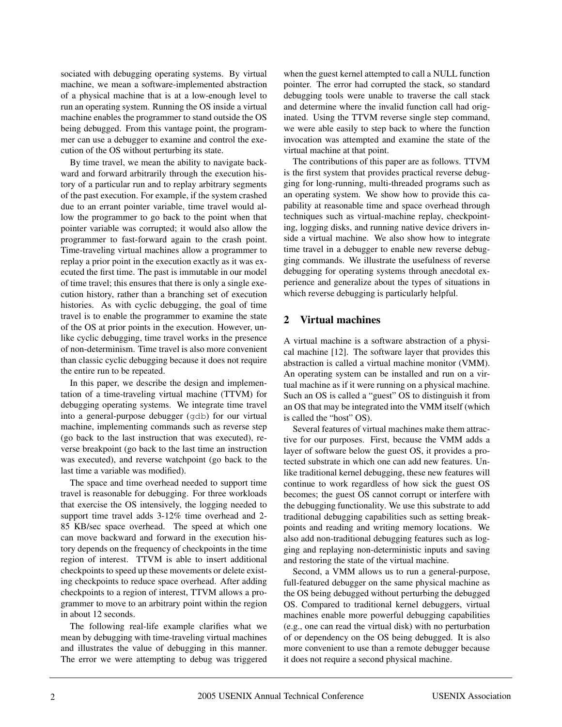sociated with debugging operating systems. By virtual machine, we mean a software-implemented abstraction of a physical machine that is at a low-enough level to run an operating system. Running the OS inside a virtual machine enables the programmer to stand outside the OS being debugged. From this vantage point, the programmer can use a debugger to examine and control the execution of the OS without perturbing its state.

By time travel, we mean the ability to navigate backward and forward arbitrarily through the execution history of a particular run and to replay arbitrary segments of the past execution. For example, if the system crashed due to an errant pointer variable, time travel would allow the programmer to go back to the point when that pointer variable was corrupted; it would also allow the programmer to fast-forward again to the crash point. Time-traveling virtual machines allow a programmer to replay a prior point in the execution exactly as it was executed the first time. The past is immutable in our model of time travel; this ensures that there is only a single execution history, rather than a branching set of execution histories. As with cyclic debugging, the goal of time travel is to enable the programmer to examine the state of the OS at prior points in the execution. However, unlike cyclic debugging, time travel works in the presence of non-determinism. Time travel is also more convenient than classic cyclic debugging because it does not require the entire run to be repeated.

In this paper, we describe the design and implementation of a time-traveling virtual machine (TTVM) for debugging operating systems. We integrate time travel into a general-purpose debugger (`gdb`) for our virtual machine, implementing commands such as reverse step (go back to the last instruction that was executed), reverse breakpoint (go back to the last time an instruction was executed), and reverse watchpoint (go back to the last time a variable was modified).

The space and time overhead needed to support time travel is reasonable for debugging. For three workloads that exercise the OS intensively, the logging needed to support time travel adds 3-12% time overhead and 2-85 KB/sec space overhead. The speed at which one can move backward and forward in the execution history depends on the frequency of checkpoints in the time region of interest. TTVM is able to insert additional checkpoints to speed up these movements or delete existing checkpoints to reduce space overhead. After adding checkpoints to a region of interest, TTVM allows a programmer to move to an arbitrary point within the region in about 12 seconds.

The following real-life example clarifies what we mean by debugging with time-traveling virtual machines and illustrates the value of debugging in this manner. The error we were attempting to debug was triggered when the guest kernel attempted to call a NULL function pointer. The error had corrupted the stack, so standard debugging tools were unable to traverse the call stack and determine where the invalid function call had originated. Using the TTVM reverse single step command, we were able easily to step back to where the function invocation was attempted and examine the state of the virtual machine at that point.

The contributions of this paper are as follows. TTVM is the first system that provides practical reverse debugging for long-running, multi-threaded programs such as an operating system. We show how to provide this capability at reasonable time and space overhead through techniques such as virtual-machine replay, checkpointing, logging disks, and running native device drivers inside a virtual machine. We also show how to integrate time travel in a debugger to enable new reverse debugging commands. We illustrate the usefulness of reverse debugging for operating systems through anecdotal experience and generalize about the types of situations in which reverse debugging is particularly helpful.

## 2 Virtual machines

A virtual machine is a software abstraction of a physical machine [12]. The software layer that provides this abstraction is called a virtual machine monitor (VMM). An operating system can be installed and run on a virtual machine as if it were running on a physical machine. Such an OS is called a "guest" OS to distinguish it from an OS that may be integrated into the VMM itself (which is called the "host" OS).

Several features of virtual machines make them attractive for our purposes. First, because the VMM adds a layer of software below the guest OS, it provides a protected substrate in which one can add new features. Unlike traditional kernel debugging, these new features will continue to work regardless of how sick the guest OS becomes; the guest OS cannot corrupt or interfere with the debugging functionality. We use this substrate to add traditional debugging capabilities such as setting breakpoints and reading and writing memory locations. We also add non-traditional debugging features such as logging and replaying non-deterministic inputs and saving and restoring the state of the virtual machine.

Second, a VMM allows us to run a general-purpose, full-featured debugger on the same physical machine as the OS being debugged without perturbing the debugged OS. Compared to traditional kernel debuggers, virtual machines enable more powerful debugging capabilities (e.g., one can read the virtual disk) with no perturbation of or dependency on the OS being debugged. It is also more convenient to use than a remote debugger because it does not require a second physical machine.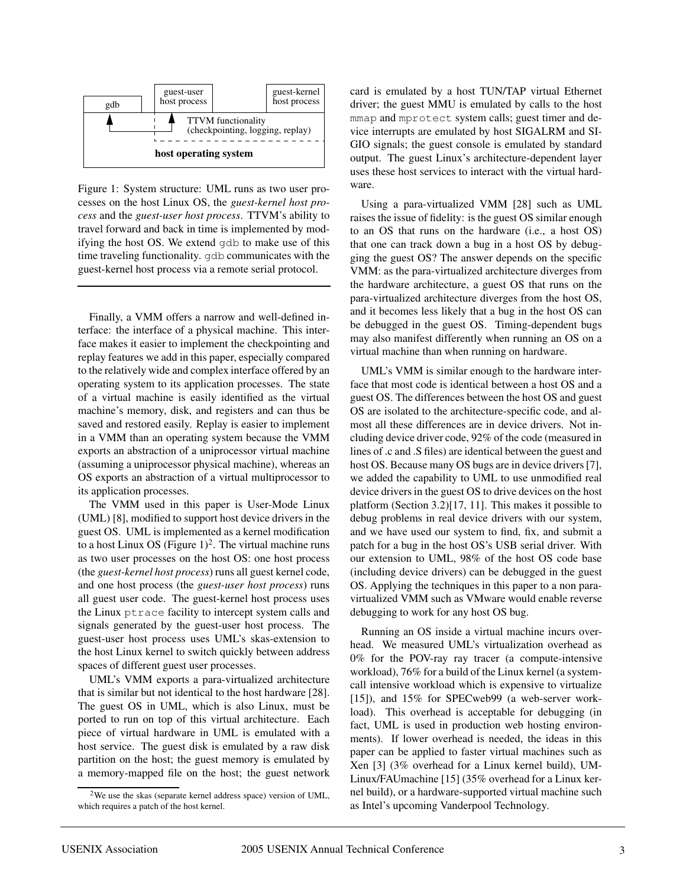Figure 1: System structure: UML runs as two user processes on the host Linux OS, the *guest-kernel host process* and the *guest-user host process*. TTVM's ability to travel forward and back in time is implemented by modifying the host OS. We extend `gdb` to make use of this time traveling functionality. `gdb` communicates with the guest-kernel host process via a remote serial protocol.

Finally, a VMM offers a narrow and well-defined interface: the interface of a physical machine. This interface makes it easier to implement the checkpointing and replay features we add in this paper, especially compared to the relatively wide and complex interface offered by an operating system to its application processes. The state of a virtual machine is easily identified as the virtual machine's memory, disk, and registers and can thus be saved and restored easily. Replay is easier to implement in a VMM than an operating system because the VMM exports an abstraction of a uniprocessor virtual machine (assuming a uniprocessor physical machine), whereas an OS exports an abstraction of a virtual multiprocessor to its application processes.

The VMM used in this paper is User-Mode Linux (UML) [8], modified to support host device drivers in the guest OS. UML is implemented as a kernel modification to a host Linux OS (Figure 1)[2]. The virtual machine runs as two user processes on the host OS: one host process (the *guest-kernel host process*) runs all guest kernel code, and one host process (the *guest-user host process*) runs all guest user code. The guest-kernel host process uses the Linux `ptrace` facility to intercept system calls and signals generated by the guest-user host process. The guest-user host process uses UML's skas-extension to the host Linux kernel to switch quickly between address spaces of different guest user processes.

UML's VMM exports a para-virtualized architecture that is similar but not identical to the host hardware [28]. The guest OS in UML, which is also Linux, must be ported to run on top of this virtual architecture. Each piece of virtual hardware in UML is emulated with a host service. The guest disk is emulated by a raw disk partition on the host; the guest memory is emulated by a memory-mapped file on the host; the guest network card is emulated by a host TUN/TAP virtual Ethernet driver; the guest MMU is emulated by calls to the host `mmap` and `mprotect` system calls; guest timer and device interrupts are emulated by host SIGALRM and SIGIO signals; the guest console is emulated by standard output. The guest Linux's architecture-dependent layer uses these host services to interact with the virtual hardware.

Using a para-virtualized VMM [28] such as UML raises the issue of fidelity: is the guest OS similar enough to an OS that runs on the hardware (i.e., a host OS) that one can track down a bug in a host OS by debugging the guest OS? The answer depends on the specific VMM: as the para-virtualized architecture diverges from the hardware architecture, a guest OS that runs on the para-virtualized architecture diverges from the host OS, and it becomes less likely that a bug in the host OS can be debugged in the guest OS. Timing-dependent bugs may also manifest differently when running an OS on a virtual machine than when running on hardware.

UML's VMM is similar enough to the hardware interface that most code is identical between a host OS and a guest OS. The differences between the host OS and guest OS are isolated to the architecture-specific code, and almost all these differences are in device drivers. Not including device driver code, 92% of the code (measured in lines of .c and .S files) are identical between the guest and host OS. Because many OS bugs are in device drivers [7], we added the capability to UML to use unmodified real device drivers in the guest OS to drive devices on the host platform (Section 3.2)[17, 11]. This makes it possible to debug problems in real device drivers with our system, and we have used our system to find, fix, and submit a patch for a bug in the host OS's USB serial driver. With our extension to UML, 98% of the host OS code base (including device drivers) can be debugged in the guest OS. Applying the techniques in this paper to a non para-virtualized VMM such as VMware would enable reverse debugging to work for any host OS bug.

Running an OS inside a virtual machine incurs overhead. We measured UML's virtualization overhead as 0% for the POV-ray ray tracer (a compute-intensive workload), 76% for a build of the Linux kernel (a system-call intensive workload which is expensive to virtualize [15]), and 15% for SPECweb99 (a web-server workload). This overhead is acceptable for debugging (in fact, UML is used in production web hosting environments). If lower overhead is needed, the ideas in this paper can be applied to faster virtual machines such as Xen [3] (3% overhead for a Linux kernel build), UMLinux/FAUmachine [15] (35% overhead for a Linux kernel build), or a hardware-supported virtual machine such as Intel's upcoming Vanderpool Technology.

[2]We use the skas (separate kernel address space) version of UML, which requires a patch of the host kernel.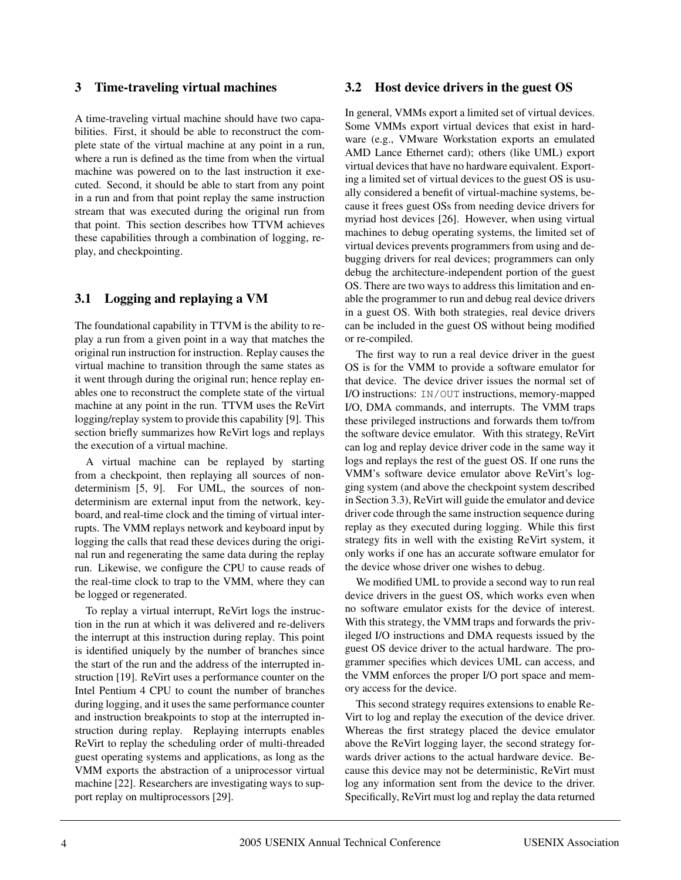## 3 Time-traveling virtual machines

A time-traveling virtual machine should have two capabilities. First, it should be able to reconstruct the complete state of the virtual machine at any point in a run, where a run is defined as the time from when the virtual machine was powered on to the last instruction it executed. Second, it should be able to start from any point in a run and from that point replay the same instruction stream that was executed during the original run from that point. This section describes how TTVM achieves these capabilities through a combination of logging, replay, and checkpointing.

### 3.1 Logging and replaying a VM

The foundational capability in TTVM is the ability to replay a run from a given point in a way that matches the original run instruction for instruction. Replay causes the virtual machine to transition through the same states as it went through during the original run; hence replay enables one to reconstruct the complete state of the virtual machine at any point in the run. TTVM uses the ReVirt logging/replay system to provide this capability [9]. This section briefly summarizes how ReVirt logs and replays the execution of a virtual machine.

A virtual machine can be replayed by starting from a checkpoint, then replaying all sources of nondeterminism [5, 9]. For UML, the sources of nondeterminism are external input from the network, keyboard, and real-time clock and the timing of virtual interrupts. The VMM replays network and keyboard input by logging the calls that read these devices during the original run and regenerating the same data during the replay run. Likewise, we configure the CPU to cause reads of the real-time clock to trap to the VMM, where they can be logged or regenerated.

To replay a virtual interrupt, ReVirt logs the instruction in the run at which it was delivered and re-delivers the interrupt at this instruction during replay. This point is identified uniquely by the number of branches since the start of the run and the address of the interrupted instruction [19]. ReVirt uses a performance counter on the Intel Pentium 4 CPU to count the number of branches during logging, and it uses the same performance counter and instruction breakpoints to stop at the interrupted instruction during replay. Replaying interrupts enables ReVirt to replay the scheduling order of multi-threaded guest operating systems and applications, as long as the VMM exports the abstraction of a uniprocessor virtual machine [22]. Researchers are investigating ways to support replay on multiprocessors [29].

### 3.2 Host device drivers in the guest OS

In general, VMMs export a limited set of virtual devices. Some VMMs export virtual devices that exist in hardware (e.g., VMware Workstation exports an emulated AMD Lance Ethernet card); others (like UML) export virtual devices that have no hardware equivalent. Exporting a limited set of virtual devices to the guest OS is usually considered a benefit of virtual-machine systems, because it frees guest OSs from needing device drivers for myriad host devices [26]. However, when using virtual machines to debug operating systems, the limited set of virtual devices prevents programmers from using and debugging drivers for real devices; programmers can only debug the architecture-independent portion of the guest OS. There are two ways to address this limitation and enable the programmer to run and debug real device drivers in a guest OS. With both strategies, real device drivers can be included in the guest OS without being modified or re-compiled.

The first way to run a real device driver in the guest OS is for the VMM to provide a software emulator for that device. The device driver issues the normal set of I/O instructions: `IN/OUT` instructions, memory-mapped I/O, DMA commands, and interrupts. The VMM traps these privileged instructions and forwards them to/from the software device emulator. With this strategy, ReVirt can log and replay device driver code in the same way it logs and replays the rest of the guest OS. If one runs the VMM's software device emulator above ReVirt's logging system (and above the checkpoint system described in Section 3.3), ReVirt will guide the emulator and device driver code through the same instruction sequence during replay as they executed during logging. While this first strategy fits in well with the existing ReVirt system, it only works if one has an accurate software emulator for the device whose driver one wishes to debug.

We modified UML to provide a second way to run real device drivers in the guest OS, which works even when no software emulator exists for the device of interest. With this strategy, the VMM traps and forwards the privileged I/O instructions and DMA requests issued by the guest OS device driver to the actual hardware. The programmer specifies which devices UML can access, and the VMM enforces the proper I/O port space and memory access for the device.

This second strategy requires extensions to enable ReVirt to log and replay the execution of the device driver. Whereas the first strategy placed the device emulator above the ReVirt logging layer, the second strategy forwards driver actions to the actual hardware device. Because this device may not be deterministic, ReVirt must log any information sent from the device to the driver. Specifically, ReVirt must log and replay the data returned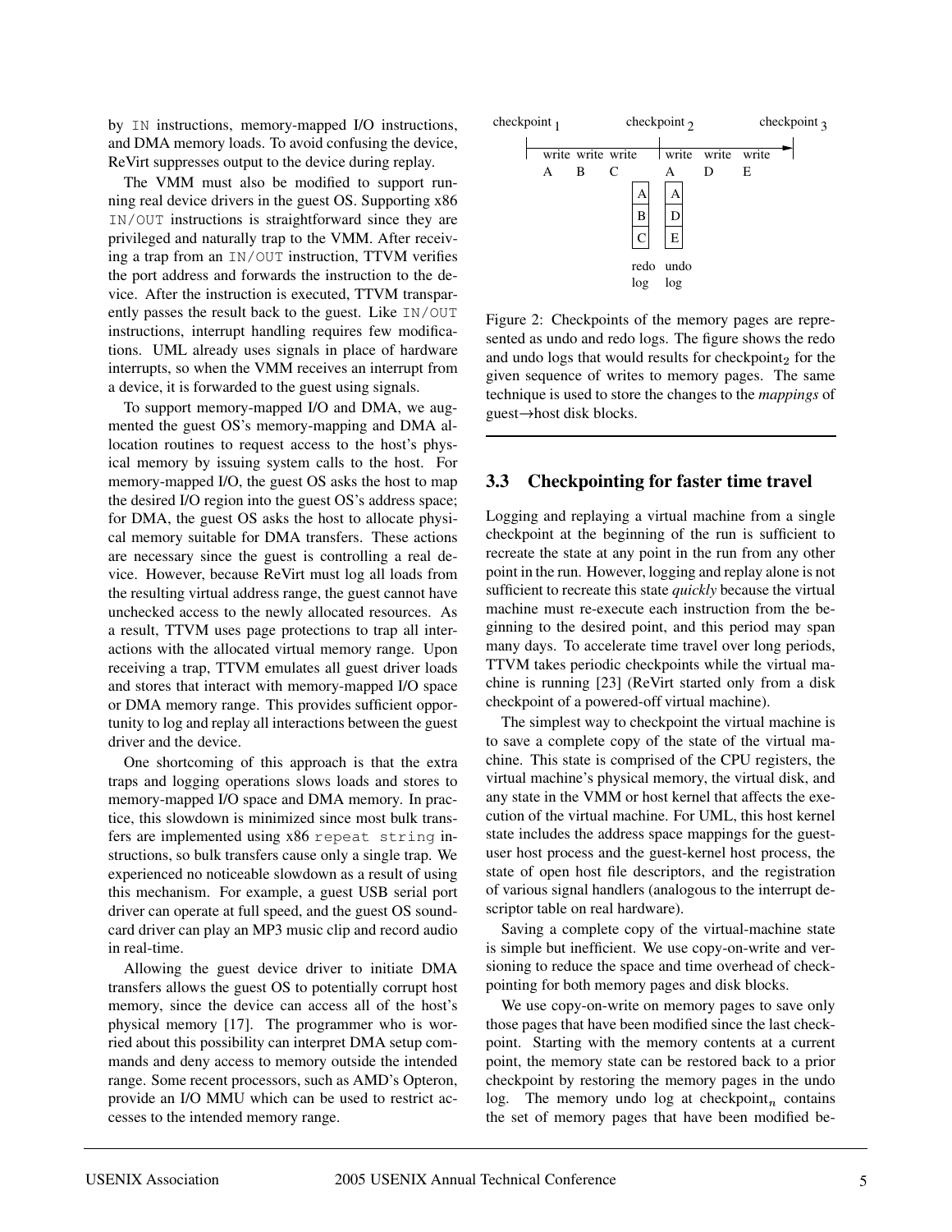by IN instructions, memory-mapped I/O instructions, and DMA memory loads. To avoid confusing the device, ReVirt suppresses output to the device during replay.

The VMM must also be modified to support running real device drivers in the guest OS. Supporting x86 IN/OUT instructions is straightforward since they are privileged and naturally trap to the VMM. After receiving a trap from an IN/OUT instruction, TTVM verifies the port address and forwards the instruction to the device. After the instruction is executed, TTVM transparently passes the result back to the guest. Like IN/OUT instructions, interrupt handling requires few modifications. UML already uses signals in place of hardware interrupts, so when the VMM receives an interrupt from a device, it is forwarded to the guest using signals.

To support memory-mapped I/O and DMA, we augmented the guest OS's memory-mapping and DMA allocation routines to request access to the host's physical memory by issuing system calls to the host. For memory-mapped I/O, the guest OS asks the host to map the desired I/O region into the guest OS's address space; for DMA, the guest OS asks the host to allocate physical memory suitable for DMA transfers. These actions are necessary since the guest is controlling a real device. However, because ReVirt must log all loads from the resulting virtual address range, the guest cannot have unchecked access to the newly allocated resources. As a result, TTVM uses page protections to trap all interactions with the allocated virtual memory range. Upon receiving a trap, TTVM emulates all guest driver loads and stores that interact with memory-mapped I/O space or DMA memory range. This provides sufficient opportunity to log and replay all interactions between the guest driver and the device.

One shortcoming of this approach is that the extra traps and logging operations slows loads and stores to memory-mapped I/O space and DMA memory. In practice, this slowdown is minimized since most bulk transfers are implemented using x86 repeat string instructions, so bulk transfers cause only a single trap. We experienced no noticeable slowdown as a result of using this mechanism. For example, a guest USB serial port driver can operate at full speed, and the guest OS soundcard driver can play an MP3 music clip and record audio in real-time.

Allowing the guest device driver to initiate DMA transfers allows the guest OS to potentially corrupt host memory, since the device can access all of the host's physical memory [17]. The programmer who is worried about this possibility can interpret DMA setup commands and deny access to memory outside the intended range. Some recent processors, such as AMD's Opteron, provide an I/O MMU which can be used to restrict accesses to the intended memory range.

Figure 2: Checkpoints of the memory pages are represented as undo and redo logs. The figure shows the redo and undo logs that would results for checkpoint$_2$ for the given sequence of writes to memory pages. The same technique is used to store the changes to the *mappings* of guest→host disk blocks.

### 3.3 Checkpointing for faster time travel

Logging and replaying a virtual machine from a single checkpoint at the beginning of the run is sufficient to recreate the state at any point in the run from any other point in the run. However, logging and replay alone is not sufficient to recreate this state *quickly* because the virtual machine must re-execute each instruction from the beginning to the desired point, and this period may span many days. To accelerate time travel over long periods, TTVM takes periodic checkpoints while the virtual machine is running [23] (ReVirt started only from a disk checkpoint of a powered-off virtual machine).

The simplest way to checkpoint the virtual machine is to save a complete copy of the state of the virtual machine. This state is comprised of the CPU registers, the virtual machine's physical memory, the virtual disk, and any state in the VMM or host kernel that affects the execution of the virtual machine. For UML, this host kernel state includes the address space mappings for the guest-user host process and the guest-kernel host process, the state of open host file descriptors, and the registration of various signal handlers (analogous to the interrupt descriptor table on real hardware).

Saving a complete copy of the virtual-machine state is simple but inefficient. We use copy-on-write and versioning to reduce the space and time overhead of checkpointing for both memory pages and disk blocks.

We use copy-on-write on memory pages to save only those pages that have been modified since the last checkpoint. Starting with the memory contents at a current point, the memory state can be restored back to a prior checkpoint by restoring the memory pages in the undo log. The memory undo log at checkpoint$_n$ contains the set of memory pages that have been modified be-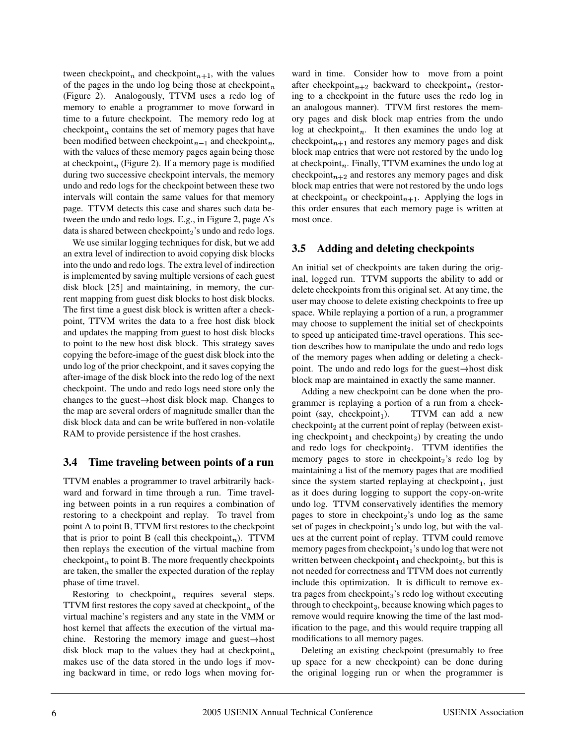tween checkpoint$_n$ and checkpoint$_{n+1}$, with the values of the pages in the undo log being those at checkpoint$_n$ (Figure 2). Analogously, TTVM uses a redo log of memory to enable a programmer to move forward in time to a future checkpoint. The memory redo log at checkpoint$_n$ contains the set of memory pages that have been modified between checkpoint$_{n-1}$ and checkpoint$_n$, with the values of these memory pages again being those at checkpoint$_n$ (Figure 2). If a memory page is modified during two successive checkpoint intervals, the memory undo and redo logs for the checkpoint between these two intervals will contain the same values for that memory page. TTVM detects this case and shares such data between the undo and redo logs. E.g., in Figure 2, page A's data is shared between checkpoint$_2$'s undo and redo logs.

We use similar logging techniques for disk, but we add an extra level of indirection to avoid copying disk blocks into the undo and redo logs. The extra level of indirection is implemented by saving multiple versions of each guest disk block [25] and maintaining, in memory, the current mapping from guest disk blocks to host disk blocks. The first time a guest disk block is written after a checkpoint, TTVM writes the data to a free host disk block and updates the mapping from guest to host disk blocks to point to the new host disk block. This strategy saves copying the before-image of the guest disk block into the undo log of the prior checkpoint, and it saves copying the after-image of the disk block into the redo log of the next checkpoint. The undo and redo logs need store only the changes to the guest→host disk block map. Changes to the map are several orders of magnitude smaller than the disk block data and can be write buffered in non-volatile RAM to provide persistence if the host crashes.

### 3.4 Time traveling between points of a run

TTVM enables a programmer to travel arbitrarily backward and forward in time through a run. Time traveling between points in a run requires a combination of restoring to a checkpoint and replay. To travel from point A to point B, TTVM first restores to the checkpoint that is prior to point B (call this checkpoint$_n$). TTVM then replays the execution of the virtual machine from checkpoint$_n$ to point B. The more frequently checkpoints are taken, the smaller the expected duration of the replay phase of time travel.

Restoring to checkpoint$_n$ requires several steps. TTVM first restores the copy saved at checkpoint$_n$ of the virtual machine's registers and any state in the VMM or host kernel that affects the execution of the virtual machine. Restoring the memory image and guest→host disk block map to the values they had at checkpoint$_n$ makes use of the data stored in the undo logs if moving backward in time, or redo logs when moving forward in time. Consider how to move from a point after checkpoint$_{n+2}$ backward to checkpoint$_n$ (restoring to a checkpoint in the future uses the redo log in an analogous manner). TTVM first restores the memory pages and disk block map entries from the undo log at checkpoint$_n$. It then examines the undo log at checkpoint$_{n+1}$ and restores any memory pages and disk block map entries that were not restored by the undo log at checkpoint$_n$. Finally, TTVM examines the undo log at checkpoint$_{n+2}$ and restores any memory pages and disk block map entries that were not restored by the undo logs at checkpoint$_n$ or checkpoint$_{n+1}$. Applying the logs in this order ensures that each memory page is written at most once.

### 3.5 Adding and deleting checkpoints

An initial set of checkpoints are taken during the original, logged run. TTVM supports the ability to add or delete checkpoints from this original set. At any time, the user may choose to delete existing checkpoints to free up space. While replaying a portion of a run, a programmer may choose to supplement the initial set of checkpoints to speed up anticipated time-travel operations. This section describes how to manipulate the undo and redo logs of the memory pages when adding or deleting a checkpoint. The undo and redo logs for the guest→host disk block map are maintained in exactly the same manner.

Adding a new checkpoint can be done when the programmer is replaying a portion of a run from a checkpoint (say, checkpoint$_1$). TTVM can add a new checkpoint$_2$ at the current point of replay (between existing checkpoint$_1$ and checkpoint$_3$) by creating the undo and redo logs for checkpoint$_2$. TTVM identifies the memory pages to store in checkpoint$_2$'s redo log by maintaining a list of the memory pages that are modified since the system started replaying at checkpoint$_1$, just as it does during logging to support the copy-on-write undo log. TTVM conservatively identifies the memory pages to store in checkpoint$_2$'s undo log as the same set of pages in checkpoint$_1$'s undo log, but with the values at the current point of replay. TTVM could remove memory pages from checkpoint$_1$'s undo log that were not written between checkpoint$_1$ and checkpoint$_2$, but this is not needed for correctness and TTVM does not currently include this optimization. It is difficult to remove extra pages from checkpoint$_3$'s redo log without executing through to checkpoint$_3$, because knowing which pages to remove would require knowing the time of the last modification to the page, and this would require trapping all modifications to all memory pages.

Deleting an existing checkpoint (presumably to free up space for a new checkpoint) can be done during the original logging run or when the programmer is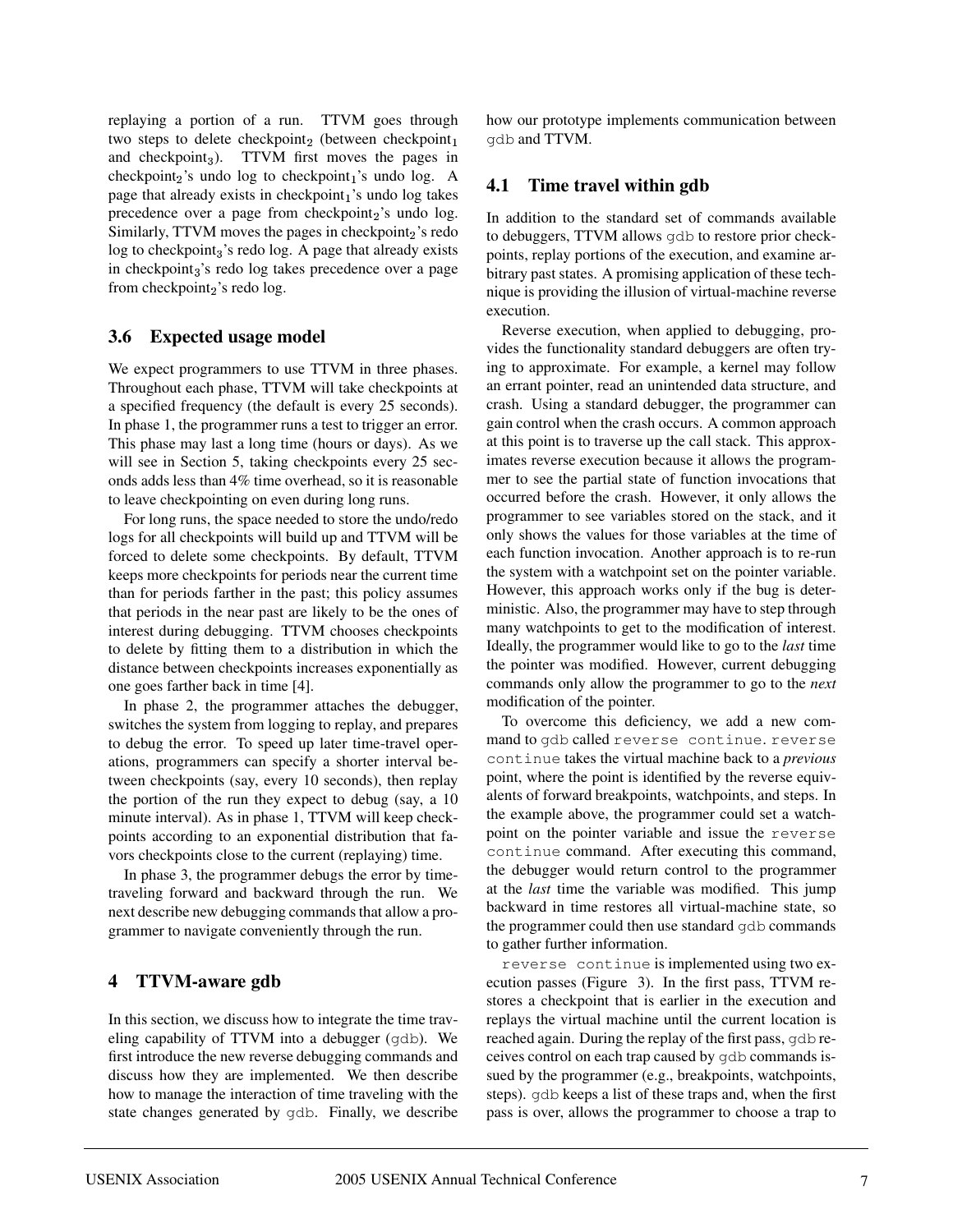replaying a portion of a run. TTVM goes through two steps to delete checkpoint$_2$ (between checkpoint$_1$ and checkpoint$_3$). TTVM first moves the pages in checkpoint$_2$'s undo log to checkpoint$_1$'s undo log. A page that already exists in checkpoint$_1$'s undo log takes precedence over a page from checkpoint$_2$'s undo log. Similarly, TTVM moves the pages in checkpoint$_2$'s redo log to checkpoint$_3$'s redo log. A page that already exists in checkpoint$_3$'s redo log takes precedence over a page from checkpoint$_2$'s redo log.

### 3.6 Expected usage model

We expect programmers to use TTVM in three phases. Throughout each phase, TTVM will take checkpoints at a specified frequency (the default is every 25 seconds). In phase 1, the programmer runs a test to trigger an error. This phase may last a long time (hours or days). As we will see in Section 5, taking checkpoints every 25 seconds adds less than 4% time overhead, so it is reasonable to leave checkpointing on even during long runs.

For long runs, the space needed to store the undo/redo logs for all checkpoints will build up and TTVM will be forced to delete some checkpoints. By default, TTVM keeps more checkpoints for periods near the current time than for periods farther in the past; this policy assumes that periods in the near past are likely to be the ones of interest during debugging. TTVM chooses checkpoints to delete by fitting them to a distribution in which the distance between checkpoints increases exponentially as one goes farther back in time [4].

In phase 2, the programmer attaches the debugger, switches the system from logging to replay, and prepares to debug the error. To speed up later time-travel operations, programmers can specify a shorter interval between checkpoints (say, every 10 seconds), then replay the portion of the run they expect to debug (say, a 10 minute interval). As in phase 1, TTVM will keep checkpoints according to an exponential distribution that favors checkpoints close to the current (replaying) time.

In phase 3, the programmer debugs the error by time-traveling forward and backward through the run. We next describe new debugging commands that allow a programmer to navigate conveniently through the run.

## 4 TTVM-aware gdb

In this section, we discuss how to integrate the time traveling capability of TTVM into a debugger (`gdb`). We first introduce the new reverse debugging commands and discuss how they are implemented. We then describe how to manage the interaction of time traveling with the state changes generated by `gdb`. Finally, we describe how our prototype implements communication between `gdb` and TTVM.

### 4.1 Time travel within gdb

In addition to the standard set of commands available to debuggers, TTVM allows `gdb` to restore prior checkpoints, replay portions of the execution, and examine arbitrary past states. A promising application of these technique is providing the illusion of virtual-machine reverse execution.

Reverse execution, when applied to debugging, provides the functionality standard debuggers are often trying to approximate. For example, a kernel may follow an errant pointer, read an unintended data structure, and crash. Using a standard debugger, the programmer can gain control when the crash occurs. A common approach at this point is to traverse up the call stack. This approximates reverse execution because it allows the programmer to see the partial state of function invocations that occurred before the crash. However, it only allows the programmer to see variables stored on the stack, and it only shows the values for those variables at the time of each function invocation. Another approach is to re-run the system with a watchpoint set on the pointer variable. However, this approach works only if the bug is deterministic. Also, the programmer may have to step through many watchpoints to get to the modification of interest. Ideally, the programmer would like to go to the *last* time the pointer was modified. However, current debugging commands only allow the programmer to go to the *next* modification of the pointer.

To overcome this deficiency, we add a new command to `gdb` called `reverse continue`. `reverse continue` takes the virtual machine back to a *previous* point, where the point is identified by the reverse equivalents of forward breakpoints, watchpoints, and steps. In the example above, the programmer could set a watchpoint on the pointer variable and issue the `reverse continue` command. After executing this command, the debugger would return control to the programmer at the *last* time the variable was modified. This jump backward in time restores all virtual-machine state, so the programmer could then use standard `gdb` commands to gather further information.

`reverse continue` is implemented using two execution passes (Figure 3). In the first pass, TTVM restores a checkpoint that is earlier in the execution and replays the virtual machine until the current location is reached again. During the replay of the first pass, `gdb` receives control on each trap caused by `gdb` commands issued by the programmer (e.g., breakpoints, watchpoints, steps). `gdb` keeps a list of these traps and, when the first pass is over, allows the programmer to choose a trap to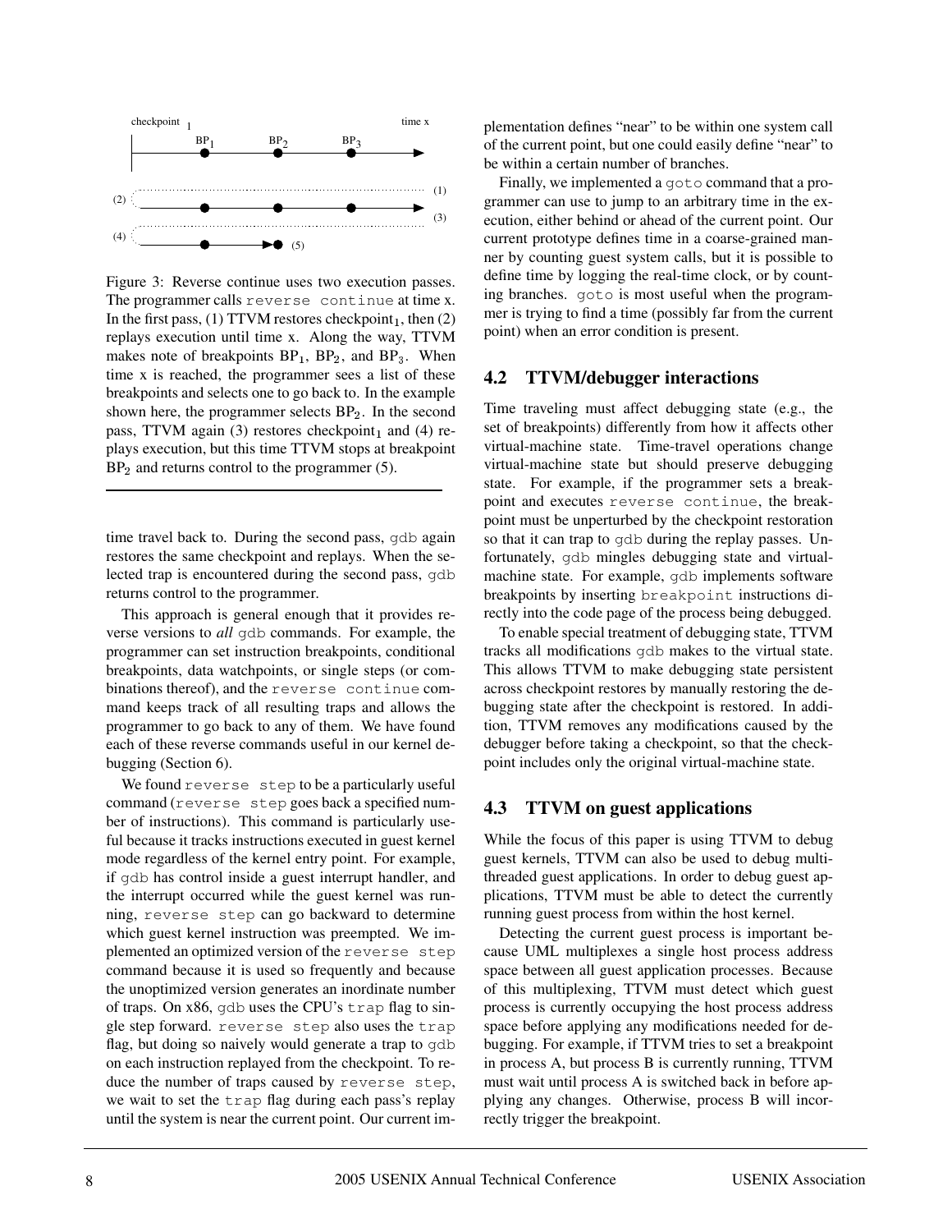Figure 3: Reverse continue uses two execution passes. The programmer calls `reverse continue` at time x. In the first pass, (1) TTVM restores checkpoint$_1$, then (2) replays execution until time x. Along the way, TTVM makes note of breakpoints BP$_1$, BP$_2$, and BP$_3$. When time x is reached, the programmer sees a list of these breakpoints and selects one to go back to. In the example shown here, the programmer selects BP$_2$. In the second pass, TTVM again (3) restores checkpoint$_1$ and (4) replays execution, but this time TTVM stops at breakpoint BP$_2$ and returns control to the programmer (5).

time travel back to. During the second pass, `gdb` again restores the same checkpoint and replays. When the selected trap is encountered during the second pass, `gdb` returns control to the programmer.

This approach is general enough that it provides reverse versions to *all* `gdb` commands. For example, the programmer can set instruction breakpoints, conditional breakpoints, data watchpoints, or single steps (or combinations thereof), and the `reverse continue` command keeps track of all resulting traps and allows the programmer to go back to any of them. We have found each of these reverse commands useful in our kernel debugging (Section 6).

We found `reverse step` to be a particularly useful command (`reverse step` goes back a specified number of instructions). This command is particularly useful because it tracks instructions executed in guest kernel mode regardless of the kernel entry point. For example, if `gdb` has control inside a guest interrupt handler, and the interrupt occurred while the guest kernel was running, `reverse step` can go backward to determine which guest kernel instruction was preempted. We implemented an optimized version of the `reverse step` command because it is used so frequently and because the unoptimized version generates an inordinate number of traps. On x86, `gdb` uses the CPU's `trap` flag to single step forward. `reverse step` also uses the `trap` flag, but doing so naively would generate a trap to `gdb` on each instruction replayed from the checkpoint. To reduce the number of traps caused by `reverse step`, we wait to set the `trap` flag during each pass's replay until the system is near the current point. Our current implementation defines "near" to be within one system call of the current point, but one could easily define "near" to be within a certain number of branches.

Finally, we implemented a `goto` command that a programmer can use to jump to an arbitrary time in the execution, either behind or ahead of the current point. Our current prototype defines time in a coarse-grained manner by counting guest system calls, but it is possible to define time by logging the real-time clock, or by counting branches. `goto` is most useful when the programmer is trying to find a time (possibly far from the current point) when an error condition is present.

## 4.2 TTVM/debugger interactions

Time traveling must affect debugging state (e.g., the set of breakpoints) differently from how it affects other virtual-machine state. Time-travel operations change virtual-machine state but should preserve debugging state. For example, if the programmer sets a breakpoint and executes `reverse continue`, the breakpoint must be unperturbed by the checkpoint restoration so that it can trap to `gdb` during the replay passes. Unfortunately, `gdb` mingles debugging state and virtual-machine state. For example, `gdb` implements software breakpoints by inserting `breakpoint` instructions directly into the code page of the process being debugged.

To enable special treatment of debugging state, TTVM tracks all modifications `gdb` makes to the virtual state. This allows TTVM to make debugging state persistent across checkpoint restores by manually restoring the debugging state after the checkpoint is restored. In addition, TTVM removes any modifications caused by the debugger before taking a checkpoint, so that the checkpoint includes only the original virtual-machine state.

## 4.3 TTVM on guest applications

While the focus of this paper is using TTVM to debug guest kernels, TTVM can also be used to debug multithreaded guest applications. In order to debug guest applications, TTVM must be able to detect the currently running guest process from within the host kernel.

Detecting the current guest process is important because UML multiplexes a single host process address space between all guest application processes. Because of this multiplexing, TTVM must detect which guest process is currently occupying the host process address space before applying any modifications needed for debugging. For example, if TTVM tries to set a breakpoint in process A, but process B is currently running, TTVM must wait until process A is switched back in before applying any changes. Otherwise, process B will incorrectly trigger the breakpoint.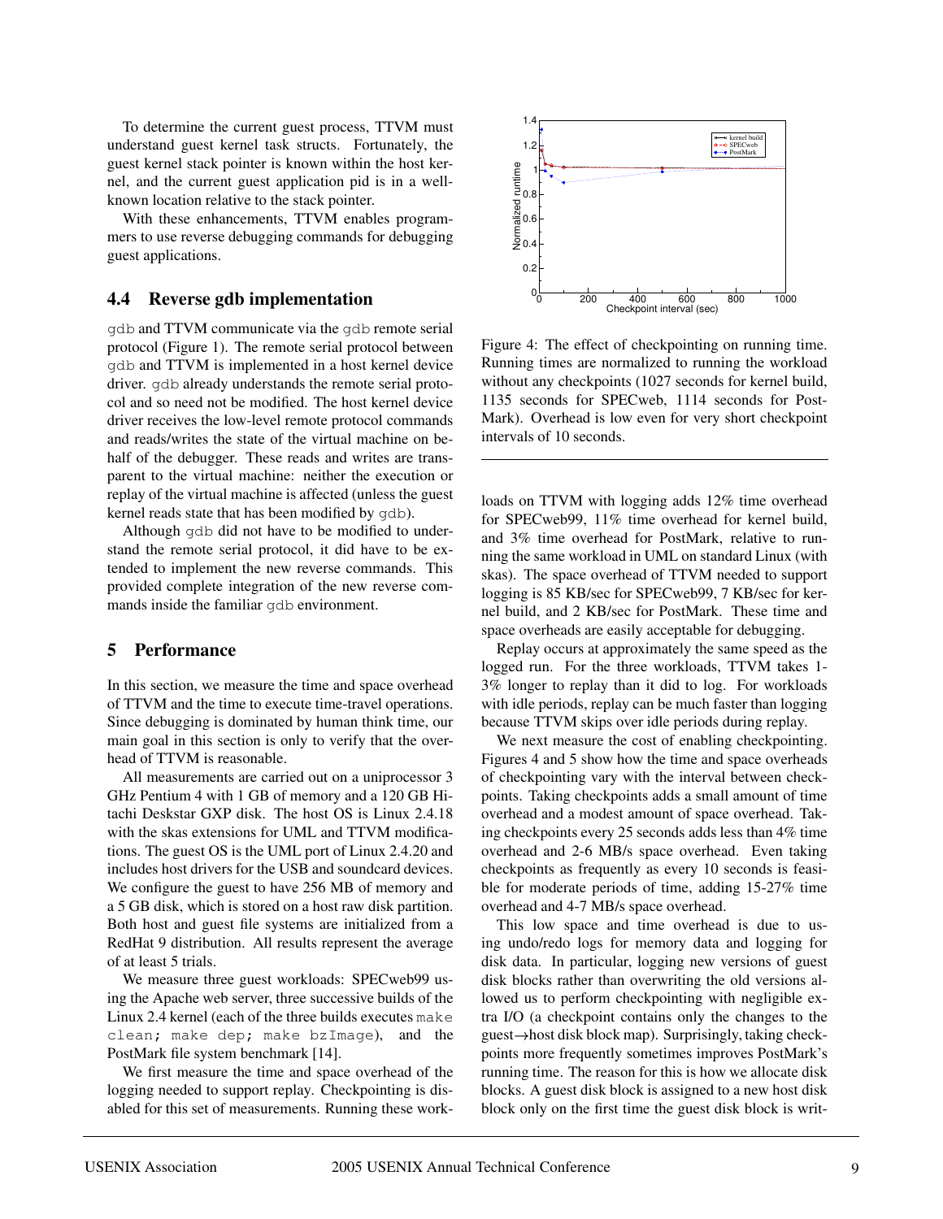To determine the current guest process, TTVM must understand guest kernel task structs. Fortunately, the guest kernel stack pointer is known within the host kernel, and the current guest application pid is in a well-known location relative to the stack pointer.

With these enhancements, TTVM enables programmers to use reverse debugging commands for debugging guest applications.

### 4.4 Reverse gdb implementation

gdb and TTVM communicate via the gdb remote serial protocol (Figure 1). The remote serial protocol between gdb and TTVM is implemented in a host kernel device driver. gdb already understands the remote serial protocol and so need not be modified. The host kernel device driver receives the low-level remote protocol commands and reads/writes the state of the virtual machine on behalf of the debugger. These reads and writes are transparent to the virtual machine: neither the execution or replay of the virtual machine is affected (unless the guest kernel reads state that has been modified by gdb).

Although gdb did not have to be modified to understand the remote serial protocol, it did have to be extended to implement the new reverse commands. This provided complete integration of the new reverse commands inside the familiar gdb environment.

## 5 Performance

In this section, we measure the time and space overhead of TTVM and the time to execute time-travel operations. Since debugging is dominated by human think time, our main goal in this section is only to verify that the overhead of TTVM is reasonable.

All measurements are carried out on a uniprocessor 3 GHz Pentium 4 with 1 GB of memory and a 120 GB Hitachi Deskstar GXP disk. The host OS is Linux 2.4.18 with the skas extensions for UML and TTVM modifications. The guest OS is the UML port of Linux 2.4.20 and includes host drivers for the USB and soundcard devices. We configure the guest to have 256 MB of memory and a 5 GB disk, which is stored on a host raw disk partition. Both host and guest file systems are initialized from a RedHat 9 distribution. All results represent the average of at least 5 trials.

We measure three guest workloads: SPECweb99 using the Apache web server, three successive builds of the Linux 2.4 kernel (each of the three builds executes `make clean; make dep; make bzImage`), and the PostMark file system benchmark [14].

We first measure the time and space overhead of the logging needed to support replay. Checkpointing is disabled for this set of measurements. Running these workloads on TTVM with logging adds 12% time overhead for SPECweb99, 11% time overhead for kernel build, and 3% time overhead for PostMark, relative to running the same workload in UML on standard Linux (with skas). The space overhead of TTVM needed to support logging is 85 KB/sec for SPECweb99, 7 KB/sec for kernel build, and 2 KB/sec for PostMark. These time and space overheads are easily acceptable for debugging.

Replay occurs at approximately the same speed as the logged run. For the three workloads, TTVM takes 1-3% longer to replay than it did to log. For workloads with idle periods, replay can be much faster than logging because TTVM skips over idle periods during replay.

We next measure the cost of enabling checkpointing. Figures 4 and 5 show how the time and space overheads of checkpointing vary with the interval between checkpoints. Taking checkpoints adds a small amount of time overhead and a modest amount of space overhead. Taking checkpoints every 25 seconds adds less than 4% time overhead and 2-6 MB/s space overhead. Even taking checkpoints as frequently as every 10 seconds is feasible for moderate periods of time, adding 15-27% time overhead and 4-7 MB/s space overhead.

This low space and time overhead is due to using undo/redo logs for memory data and logging for disk data. In particular, logging new versions of guest disk blocks rather than overwriting the old versions allowed us to perform checkpointing with negligible extra I/O (a checkpoint contains only the changes to the guest→host disk block map). Surprisingly, taking checkpoints more frequently sometimes improves PostMark's running time. The reason for this is how we allocate disk blocks. A guest disk block is assigned to a new host disk block only on the first time the guest disk block is writ-

Figure 4: The effect of checkpointing on running time. Running times are normalized to running the workload without any checkpoints (1027 seconds for kernel build, 1135 seconds for SPECweb, 1114 seconds for PostMark). Overhead is low even for very short checkpoint intervals of 10 seconds.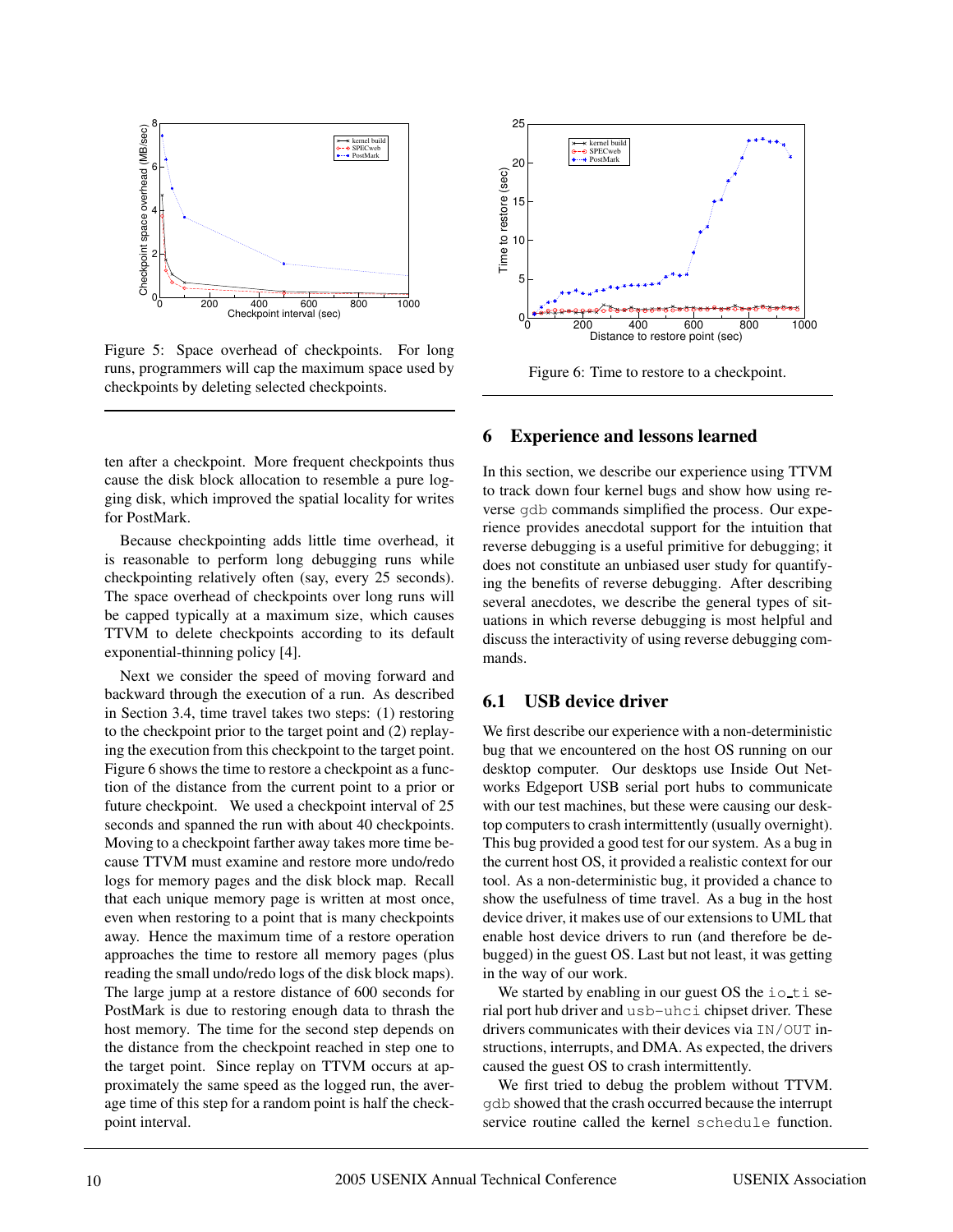Figure 5: Space overhead of checkpoints. For long runs, programmers will cap the maximum space used by checkpoints by deleting selected checkpoints.

Figure 6: Time to restore to a checkpoint.

ten after a checkpoint. More frequent checkpoints thus cause the disk block allocation to resemble a pure logging disk, which improved the spatial locality for writes for PostMark.

Because checkpointing adds little time overhead, it is reasonable to perform long debugging runs while checkpointing relatively often (say, every 25 seconds). The space overhead of checkpoints over long runs will be capped typically at a maximum size, which causes TTVM to delete checkpoints according to its default exponential-thinning policy [4].

Next we consider the speed of moving forward and backward through the execution of a run. As described in Section 3.4, time travel takes two steps: (1) restoring to the checkpoint prior to the target point and (2) replaying the execution from this checkpoint to the target point. Figure 6 shows the time to restore a checkpoint as a function of the distance from the current point to a prior or future checkpoint. We used a checkpoint interval of 25 seconds and spanned the run with about 40 checkpoints. Moving to a checkpoint farther away takes more time because TTVM must examine and restore more undo/redo logs for memory pages and the disk block map. Recall that each unique memory page is written at most once, even when restoring to a point that is many checkpoints away. Hence the maximum time of a restore operation approaches the time to restore all memory pages (plus reading the small undo/redo logs of the disk block maps). The large jump at a restore distance of 600 seconds for PostMark is due to restoring enough data to thrash the host memory. The time for the second step depends on the distance from the checkpoint reached in step one to the target point. Since replay on TTVM occurs at approximately the same speed as the logged run, the average time of this step for a random point is half the checkpoint interval.

## 6 Experience and lessons learned

In this section, we describe our experience using TTVM to track down four kernel bugs and show how using reverse gdb commands simplified the process. Our experience provides anecdotal support for the intuition that reverse debugging is a useful primitive for debugging; it does not constitute an unbiased user study for quantifying the benefits of reverse debugging. After describing several anecdotes, we describe the general types of situations in which reverse debugging is most helpful and discuss the interactivity of using reverse debugging commands.

### 6.1 USB device driver

We first describe our experience with a non-deterministic bug that we encountered on the host OS running on our desktop computer. Our desktops use Inside Out Networks Edgeport USB serial port hubs to communicate with our test machines, but these were causing our desktop computers to crash intermittently (usually overnight). This bug provided a good test for our system. As a bug in the current host OS, it provided a realistic context for our tool. As a non-deterministic bug, it provided a chance to show the usefulness of time travel. As a bug in the host device driver, it makes use of our extensions to UML that enable host device drivers to run (and therefore be debugged) in the guest OS. Last but not least, it was getting in the way of our work.

We started by enabling in our guest OS the `io_ti` serial port hub driver and `usb-uhci` chipset driver. These drivers communicates with their devices via `IN/OUT` instructions, interrupts, and DMA. As expected, the drivers caused the guest OS to crash intermittently.

We first tried to debug the problem without TTVM. gdb showed that the crash occurred because the interrupt service routine called the kernel `schedule` function.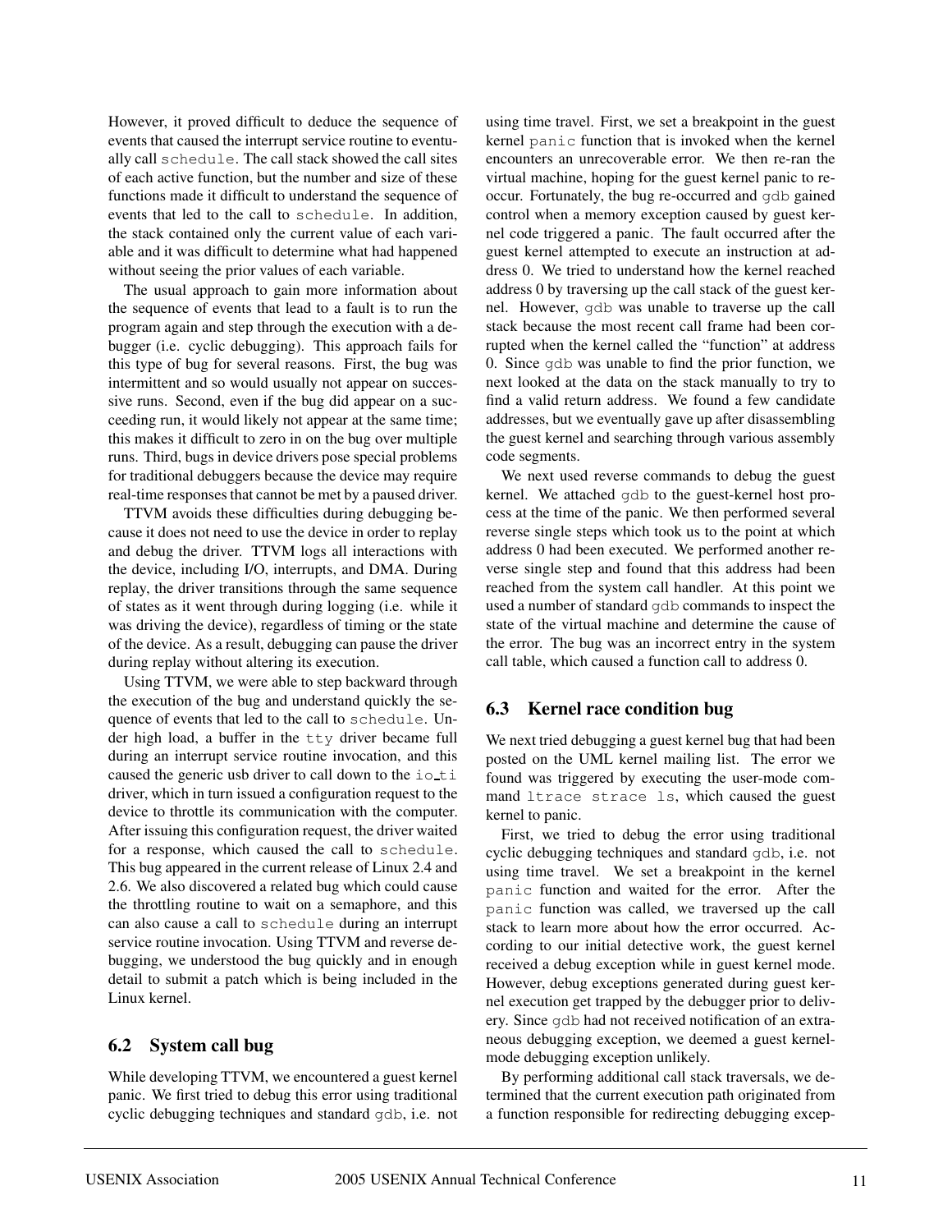However, it proved difficult to deduce the sequence of events that caused the interrupt service routine to eventually call `schedule`. The call stack showed the call sites of each active function, but the number and size of these functions made it difficult to understand the sequence of events that led to the call to `schedule`. In addition, the stack contained only the current value of each variable and it was difficult to determine what had happened without seeing the prior values of each variable.

The usual approach to gain more information about the sequence of events that lead to a fault is to run the program again and step through the execution with a debugger (i.e. cyclic debugging). This approach fails for this type of bug for several reasons. First, the bug was intermittent and so would usually not appear on successive runs. Second, even if the bug did appear on a succeeding run, it would likely not appear at the same time; this makes it difficult to zero in on the bug over multiple runs. Third, bugs in device drivers pose special problems for traditional debuggers because the device may require real-time responses that cannot be met by a paused driver.

TTVM avoids these difficulties during debugging because it does not need to use the device in order to replay and debug the driver. TTVM logs all interactions with the device, including I/O, interrupts, and DMA. During replay, the driver transitions through the same sequence of states as it went through during logging (i.e. while it was driving the device), regardless of timing or the state of the device. As a result, debugging can pause the driver during replay without altering its execution.

Using TTVM, we were able to step backward through the execution of the bug and understand quickly the sequence of events that led to the call to `schedule`. Under high load, a buffer in the `tty` driver became full during an interrupt service routine invocation, and this caused the generic usb driver to call down to the `io_ti` driver, which in turn issued a configuration request to the device to throttle its communication with the computer. After issuing this configuration request, the driver waited for a response, which caused the call to `schedule`. This bug appeared in the current release of Linux 2.4 and 2.6. We also discovered a related bug which could cause the throttling routine to wait on a semaphore, and this can also cause a call to `schedule` during an interrupt service routine invocation. Using TTVM and reverse debugging, we understood the bug quickly and in enough detail to submit a patch which is being included in the Linux kernel.

## 6.2 System call bug

While developing TTVM, we encountered a guest kernel panic. We first tried to debug this error using traditional cyclic debugging techniques and standard `gdb`, i.e. not using time travel. First, we set a breakpoint in the guest kernel `panic` function that is invoked when the kernel encounters an unrecoverable error. We then re-ran the virtual machine, hoping for the guest kernel panic to reoccur. Fortunately, the bug re-occurred and `gdb` gained control when a memory exception caused by guest kernel code triggered a panic. The fault occurred after the guest kernel attempted to execute an instruction at address 0. We tried to understand how the kernel reached address 0 by traversing up the call stack of the guest kernel. However, `gdb` was unable to traverse up the call stack because the most recent call frame had been corrupted when the kernel called the "function" at address 0. Since `gdb` was unable to find the prior function, we next looked at the data on the stack manually to try to find a valid return address. We found a few candidate addresses, but we eventually gave up after disassembling the guest kernel and searching through various assembly code segments.

We next used reverse commands to debug the guest kernel. We attached `gdb` to the guest-kernel host process at the time of the panic. We then performed several reverse single steps which took us to the point at which address 0 had been executed. We performed another reverse single step and found that this address had been reached from the system call handler. At this point we used a number of standard `gdb` commands to inspect the state of the virtual machine and determine the cause of the error. The bug was an incorrect entry in the system call table, which caused a function call to address 0.

## 6.3 Kernel race condition bug

We next tried debugging a guest kernel bug that had been posted on the UML kernel mailing list. The error we found was triggered by executing the user-mode command `ltrace strace ls`, which caused the guest kernel to panic.

First, we tried to debug the error using traditional cyclic debugging techniques and standard `gdb`, i.e. not using time travel. We set a breakpoint in the kernel `panic` function and waited for the error. After the `panic` function was called, we traversed up the call stack to learn more about how the error occurred. According to our initial detective work, the guest kernel received a debug exception while in guest kernel mode. However, debug exceptions generated during guest kernel execution get trapped by the debugger prior to delivery. Since `gdb` had not received notification of an extraneous debugging exception, we deemed a guest kernel-mode debugging exception unlikely.

By performing additional call stack traversals, we determined that the current execution path originated from a function responsible for redirecting debugging excep-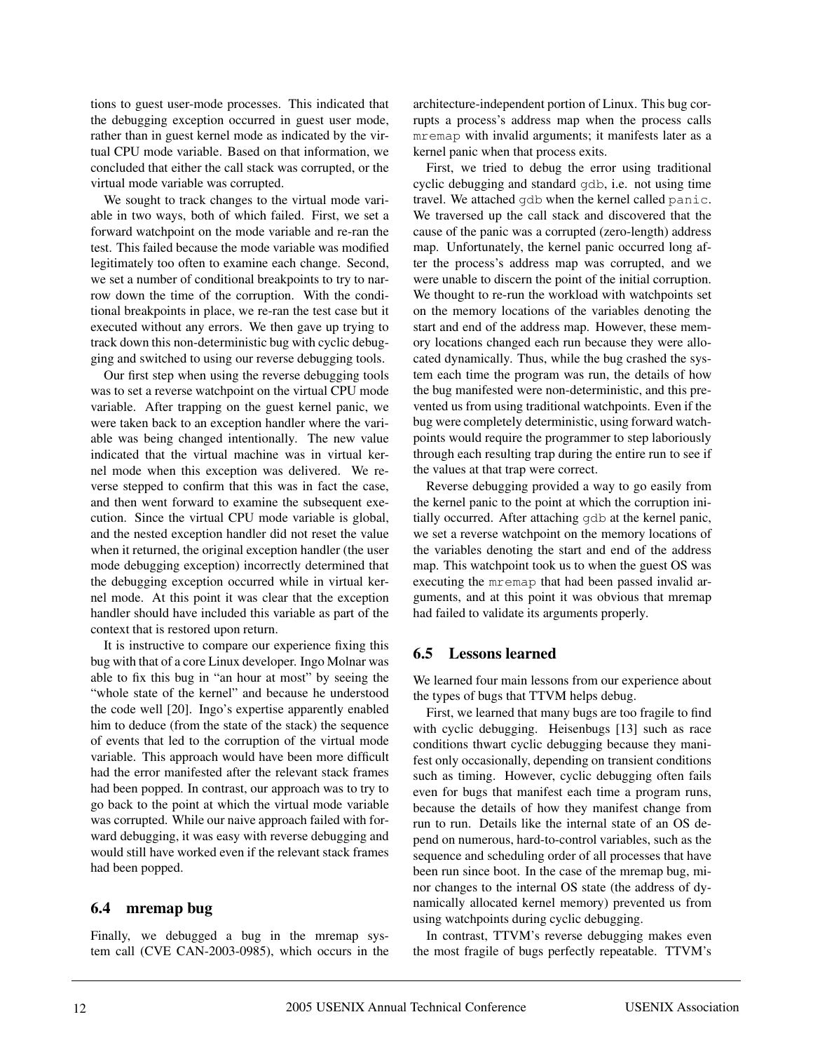tions to guest user-mode processes. This indicated that the debugging exception occurred in guest user mode, rather than in guest kernel mode as indicated by the virtual CPU mode variable. Based on that information, we concluded that either the call stack was corrupted, or the virtual mode variable was corrupted.

We sought to track changes to the virtual mode variable in two ways, both of which failed. First, we set a forward watchpoint on the mode variable and re-ran the test. This failed because the mode variable was modified legitimately too often to examine each change. Second, we set a number of conditional breakpoints to try to narrow down the time of the corruption. With the conditional breakpoints in place, we re-ran the test case but it executed without any errors. We then gave up trying to track down this non-deterministic bug with cyclic debugging and switched to using our reverse debugging tools.

Our first step when using the reverse debugging tools was to set a reverse watchpoint on the virtual CPU mode variable. After trapping on the guest kernel panic, we were taken back to an exception handler where the variable was being changed intentionally. The new value indicated that the virtual machine was in virtual kernel mode when this exception was delivered. We reverse stepped to confirm that this was in fact the case, and then went forward to examine the subsequent execution. Since the virtual CPU mode variable is global, and the nested exception handler did not reset the value when it returned, the original exception handler (the user mode debugging exception) incorrectly determined that the debugging exception occurred while in virtual kernel mode. At this point it was clear that the exception handler should have included this variable as part of the context that is restored upon return.

It is instructive to compare our experience fixing this bug with that of a core Linux developer. Ingo Molnar was able to fix this bug in "an hour at most" by seeing the "whole state of the kernel" and because he understood the code well [20]. Ingo's expertise apparently enabled him to deduce (from the state of the stack) the sequence of events that led to the corruption of the virtual mode variable. This approach would have been more difficult had the error manifested after the relevant stack frames had been popped. In contrast, our approach was to try to go back to the point at which the virtual mode variable was corrupted. While our naive approach failed with forward debugging, it was easy with reverse debugging and would still have worked even if the relevant stack frames had been popped.

### 6.4 mremap bug

Finally, we debugged a bug in the mremap system call (CVE CAN-2003-0985), which occurs in the architecture-independent portion of Linux. This bug corrupts a process's address map when the process calls `mremap` with invalid arguments; it manifests later as a kernel panic when that process exits.

First, we tried to debug the error using traditional cyclic debugging and standard `gdb`, i.e. not using time travel. We attached `gdb` when the kernel called `panic`. We traversed up the call stack and discovered that the cause of the panic was a corrupted (zero-length) address map. Unfortunately, the kernel panic occurred long after the process's address map was corrupted, and we were unable to discern the point of the initial corruption. We thought to re-run the workload with watchpoints set on the memory locations of the variables denoting the start and end of the address map. However, these memory locations changed each run because they were allocated dynamically. Thus, while the bug crashed the system each time the program was run, the details of how the bug manifested were non-deterministic, and this prevented us from using traditional watchpoints. Even if the bug were completely deterministic, using forward watchpoints would require the programmer to step laboriously through each resulting trap during the entire run to see if the values at that trap were correct.

Reverse debugging provided a way to go easily from the kernel panic to the point at which the corruption initially occurred. After attaching `gdb` at the kernel panic, we set a reverse watchpoint on the memory locations of the variables denoting the start and end of the address map. This watchpoint took us to when the guest OS was executing the `mremap` that had been passed invalid arguments, and at this point it was obvious that mremap had failed to validate its arguments properly.

### 6.5 Lessons learned

We learned four main lessons from our experience about the types of bugs that TTVM helps debug.

First, we learned that many bugs are too fragile to find with cyclic debugging. Heisenbugs [13] such as race conditions thwart cyclic debugging because they manifest only occasionally, depending on transient conditions such as timing. However, cyclic debugging often fails even for bugs that manifest each time a program runs, because the details of how they manifest change from run to run. Details like the internal state of an OS depend on numerous, hard-to-control variables, such as the sequence and scheduling order of all processes that have been run since boot. In the case of the mremap bug, minor changes to the internal OS state (the address of dynamically allocated kernel memory) prevented us from using watchpoints during cyclic debugging.

In contrast, TTVM's reverse debugging makes even the most fragile of bugs perfectly repeatable. TTVM's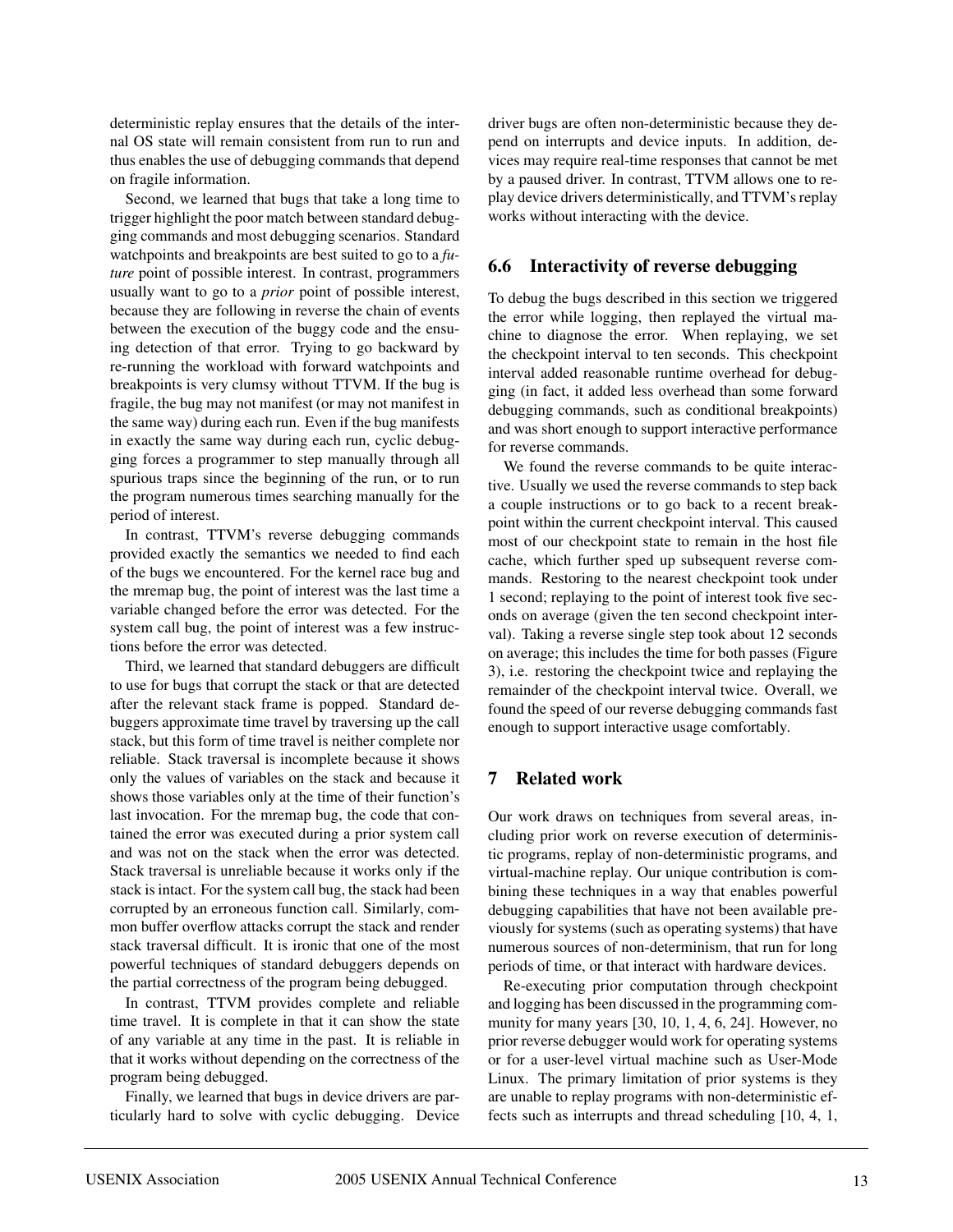deterministic replay ensures that the details of the internal OS state will remain consistent from run to run and thus enables the use of debugging commands that depend on fragile information.

Second, we learned that bugs that take a long time to trigger highlight the poor match between standard debugging commands and most debugging scenarios. Standard watchpoints and breakpoints are best suited to go to a *future* point of possible interest. In contrast, programmers usually want to go to a *prior* point of possible interest, because they are following in reverse the chain of events between the execution of the buggy code and the ensuing detection of that error. Trying to go backward by re-running the workload with forward watchpoints and breakpoints is very clumsy without TTVM. If the bug is fragile, the bug may not manifest (or may not manifest in the same way) during each run. Even if the bug manifests in exactly the same way during each run, cyclic debugging forces a programmer to step manually through all spurious traps since the beginning of the run, or to run the program numerous times searching manually for the period of interest.

In contrast, TTVM's reverse debugging commands provided exactly the semantics we needed to find each of the bugs we encountered. For the kernel race bug and the mremap bug, the point of interest was the last time a variable changed before the error was detected. For the system call bug, the point of interest was a few instructions before the error was detected.

Third, we learned that standard debuggers are difficult to use for bugs that corrupt the stack or that are detected after the relevant stack frame is popped. Standard debuggers approximate time travel by traversing up the call stack, but this form of time travel is neither complete nor reliable. Stack traversal is incomplete because it shows only the values of variables on the stack and because it shows those variables only at the time of their function's last invocation. For the mremap bug, the code that contained the error was executed during a prior system call and was not on the stack when the error was detected. Stack traversal is unreliable because it works only if the stack is intact. For the system call bug, the stack had been corrupted by an erroneous function call. Similarly, common buffer overflow attacks corrupt the stack and render stack traversal difficult. It is ironic that one of the most powerful techniques of standard debuggers depends on the partial correctness of the program being debugged.

In contrast, TTVM provides complete and reliable time travel. It is complete in that it can show the state of any variable at any time in the past. It is reliable in that it works without depending on the correctness of the program being debugged.

Finally, we learned that bugs in device drivers are particularly hard to solve with cyclic debugging. Device driver bugs are often non-deterministic because they depend on interrupts and device inputs. In addition, devices may require real-time responses that cannot be met by a paused driver. In contrast, TTVM allows one to replay device drivers deterministically, and TTVM's replay works without interacting with the device.

## 6.6 Interactivity of reverse debugging

To debug the bugs described in this section we triggered the error while logging, then replayed the virtual machine to diagnose the error. When replaying, we set the checkpoint interval to ten seconds. This checkpoint interval added reasonable runtime overhead for debugging (in fact, it added less overhead than some forward debugging commands, such as conditional breakpoints) and was short enough to support interactive performance for reverse commands.

We found the reverse commands to be quite interactive. Usually we used the reverse commands to step back a couple instructions or to go back to a recent breakpoint within the current checkpoint interval. This caused most of our checkpoint state to remain in the host file cache, which further sped up subsequent reverse commands. Restoring to the nearest checkpoint took under 1 second; replaying to the point of interest took five seconds on average (given the ten second checkpoint interval). Taking a reverse single step took about 12 seconds on average; this includes the time for both passes (Figure 3), i.e. restoring the checkpoint twice and replaying the remainder of the checkpoint interval twice. Overall, we found the speed of our reverse debugging commands fast enough to support interactive usage comfortably.

# 7 Related work

Our work draws on techniques from several areas, including prior work on reverse execution of deterministic programs, replay of non-deterministic programs, and virtual-machine replay. Our unique contribution is combining these techniques in a way that enables powerful debugging capabilities that have not been available previously for systems (such as operating systems) that have numerous sources of non-determinism, that run for long periods of time, or that interact with hardware devices.

Re-executing prior computation through checkpoint and logging has been discussed in the programming community for many years [30, 10, 1, 4, 6, 24]. However, no prior reverse debugger would work for operating systems or for a user-level virtual machine such as User-Mode Linux. The primary limitation of prior systems is they are unable to replay programs with non-deterministic effects such as interrupts and thread scheduling [10, 4, 1,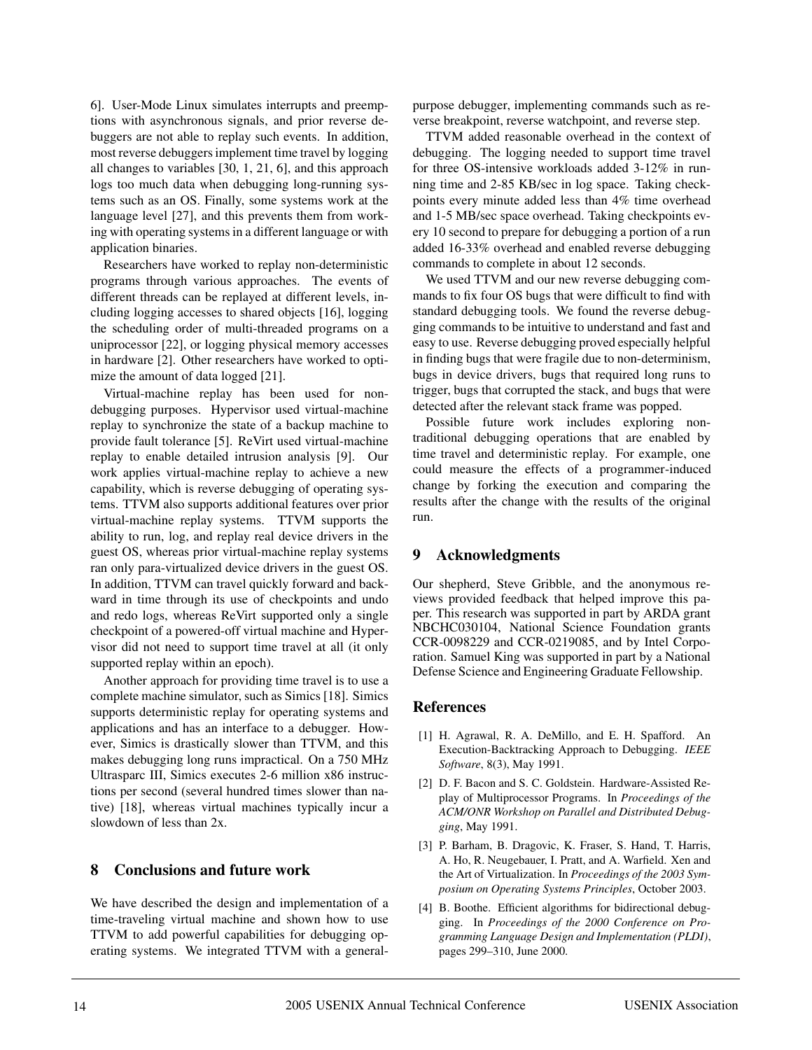6]. User-Mode Linux simulates interrupts and preemptions with asynchronous signals, and prior reverse debuggers are not able to replay such events. In addition, most reverse debuggers implement time travel by logging all changes to variables [30, 1, 21, 6], and this approach logs too much data when debugging long-running systems such as an OS. Finally, some systems work at the language level [27], and this prevents them from working with operating systems in a different language or with application binaries.

Researchers have worked to replay non-deterministic programs through various approaches. The events of different threads can be replayed at different levels, including logging accesses to shared objects [16], logging the scheduling order of multi-threaded programs on a uniprocessor [22], or logging physical memory accesses in hardware [2]. Other researchers have worked to optimize the amount of data logged [21].

Virtual-machine replay has been used for non-debugging purposes. Hypervisor used virtual-machine replay to synchronize the state of a backup machine to provide fault tolerance [5]. ReVirt used virtual-machine replay to enable detailed intrusion analysis [9]. Our work applies virtual-machine replay to achieve a new capability, which is reverse debugging of operating systems. TTVM also supports additional features over prior virtual-machine replay systems. TTVM supports the ability to run, log, and replay real device drivers in the guest OS, whereas prior virtual-machine replay systems ran only para-virtualized device drivers in the guest OS. In addition, TTVM can travel quickly forward and backward in time through its use of checkpoints and undo and redo logs, whereas ReVirt supported only a single checkpoint of a powered-off virtual machine and Hypervisor did not need to support time travel at all (it only supported replay within an epoch).

Another approach for providing time travel is to use a complete machine simulator, such as Simics [18]. Simics supports deterministic replay for operating systems and applications and has an interface to a debugger. However, Simics is drastically slower than TTVM, and this makes debugging long runs impractical. On a 750 MHz Ultrasparc III, Simics executes 2-6 million x86 instructions per second (several hundred times slower than native) [18], whereas virtual machines typically incur a slowdown of less than 2x.

## 8 Conclusions and future work

We have described the design and implementation of a time-traveling virtual machine and shown how to use TTVM to add powerful capabilities for debugging operating systems. We integrated TTVM with a general-purpose debugger, implementing commands such as reverse breakpoint, reverse watchpoint, and reverse step.

TTVM added reasonable overhead in the context of debugging. The logging needed to support time travel for three OS-intensive workloads added 3-12% in running time and 2-85 KB/sec in log space. Taking checkpoints every minute added less than 4% time overhead and 1-5 MB/sec space overhead. Taking checkpoints every 10 second to prepare for debugging a portion of a run added 16-33% overhead and enabled reverse debugging commands to complete in about 12 seconds.

We used TTVM and our new reverse debugging commands to fix four OS bugs that were difficult to find with standard debugging tools. We found the reverse debugging commands to be intuitive to understand and fast and easy to use. Reverse debugging proved especially helpful in finding bugs that were fragile due to non-determinism, bugs in device drivers, bugs that required long runs to trigger, bugs that corrupted the stack, and bugs that were detected after the relevant stack frame was popped.

Possible future work includes exploring non-traditional debugging operations that are enabled by time travel and deterministic replay. For example, one could measure the effects of a programmer-induced change by forking the execution and comparing the results after the change with the results of the original run.

## 9 Acknowledgments

Our shepherd, Steve Gribble, and the anonymous reviews provided feedback that helped improve this paper. This research was supported in part by ARDA grant NBCHC030104, National Science Foundation grants CCR-0098229 and CCR-0219085, and by Intel Corporation. Samuel King was supported in part by a National Defense Science and Engineering Graduate Fellowship.

## References

[1] H. Agrawal, R. A. DeMillo, and E. H. Spafford. An Execution-Backtracking Approach to Debugging. *IEEE Software*, 8(3), May 1991.

[2] D. F. Bacon and S. C. Goldstein. Hardware-Assisted Replay of Multiprocessor Programs. In *Proceedings of the ACM/ONR Workshop on Parallel and Distributed Debugging*, May 1991.

[3] P. Barham, B. Dragovic, K. Fraser, S. Hand, T. Harris, A. Ho, R. Neugebauer, I. Pratt, and A. Warfield. Xen and the Art of Virtualization. In *Proceedings of the 2003 Symposium on Operating Systems Principles*, October 2003.

[4] B. Boothe. Efficient algorithms for bidirectional debugging. In *Proceedings of the 2000 Conference on Programming Language Design and Implementation (PLDI)*, pages 299–310, June 2000.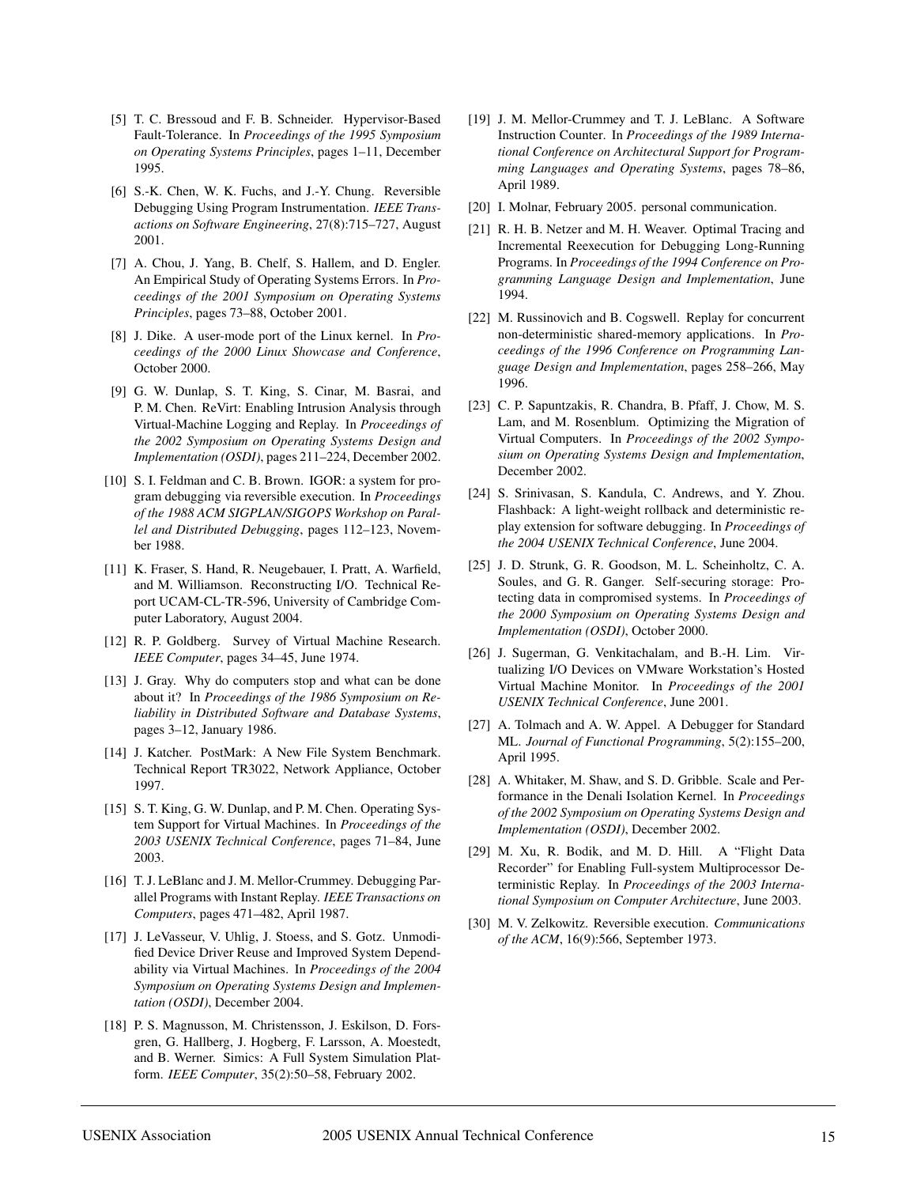[5] T. C. Bressoud and F. B. Schneider. Hypervisor-Based Fault-Tolerance. In *Proceedings of the 1995 Symposium on Operating Systems Principles*, pages 1–11, December 1995.

[6] S.-K. Chen, W. K. Fuchs, and J.-Y. Chung. Reversible Debugging Using Program Instrumentation. *IEEE Transactions on Software Engineering*, 27(8):715–727, August 2001.

[7] A. Chou, J. Yang, B. Chelf, S. Hallem, and D. Engler. An Empirical Study of Operating Systems Errors. In *Proceedings of the 2001 Symposium on Operating Systems Principles*, pages 73–88, October 2001.

[8] J. Dike. A user-mode port of the Linux kernel. In *Proceedings of the 2000 Linux Showcase and Conference*, October 2000.

[9] G. W. Dunlap, S. T. King, S. Cinar, M. Basrai, and P. M. Chen. ReVirt: Enabling Intrusion Analysis through Virtual-Machine Logging and Replay. In *Proceedings of the 2002 Symposium on Operating Systems Design and Implementation (OSDI)*, pages 211–224, December 2002.

[10] S. I. Feldman and C. B. Brown. IGOR: a system for program debugging via reversible execution. In *Proceedings of the 1988 ACM SIGPLAN/SIGOPS Workshop on Parallel and Distributed Debugging*, pages 112–123, November 1988.

[11] K. Fraser, S. Hand, R. Neugebauer, I. Pratt, A. Warfield, and M. Williamson. Reconstructing I/O. Technical Report UCAM-CL-TR-596, University of Cambridge Computer Laboratory, August 2004.

[12] R. P. Goldberg. Survey of Virtual Machine Research. *IEEE Computer*, pages 34–45, June 1974.

[13] J. Gray. Why do computers stop and what can be done about it? In *Proceedings of the 1986 Symposium on Reliability in Distributed Software and Database Systems*, pages 3–12, January 1986.

[14] J. Katcher. PostMark: A New File System Benchmark. Technical Report TR3022, Network Appliance, October 1997.

[15] S. T. King, G. W. Dunlap, and P. M. Chen. Operating System Support for Virtual Machines. In *Proceedings of the 2003 USENIX Technical Conference*, pages 71–84, June 2003.

[16] T. J. LeBlanc and J. M. Mellor-Crummey. Debugging Parallel Programs with Instant Replay. *IEEE Transactions on Computers*, pages 471–482, April 1987.

[17] J. LeVasseur, V. Uhlig, J. Stoess, and S. Gotz. Unmodified Device Driver Reuse and Improved System Dependability via Virtual Machines. In *Proceedings of the 2004 Symposium on Operating Systems Design and Implementation (OSDI)*, December 2004.

[18] P. S. Magnusson, M. Christensson, J. Eskilson, D. Forsgren, G. Hallberg, J. Hogberg, F. Larsson, A. Moestedt, and B. Werner. Simics: A Full System Simulation Platform. *IEEE Computer*, 35(2):50–58, February 2002.

[19] J. M. Mellor-Crummey and T. J. LeBlanc. A Software Instruction Counter. In *Proceedings of the 1989 International Conference on Architectural Support for Programming Languages and Operating Systems*, pages 78–86, April 1989.

[20] I. Molnar, February 2005. personal communication.

[21] R. H. B. Netzer and M. H. Weaver. Optimal Tracing and Incremental Reexecution for Debugging Long-Running Programs. In *Proceedings of the 1994 Conference on Programming Language Design and Implementation*, June 1994.

[22] M. Russinovich and B. Cogswell. Replay for concurrent non-deterministic shared-memory applications. In *Proceedings of the 1996 Conference on Programming Language Design and Implementation*, pages 258–266, May 1996.

[23] C. P. Sapuntzakis, R. Chandra, B. Pfaff, J. Chow, M. S. Lam, and M. Rosenblum. Optimizing the Migration of Virtual Computers. In *Proceedings of the 2002 Symposium on Operating Systems Design and Implementation*, December 2002.

[24] S. Srinivasan, S. Kandula, C. Andrews, and Y. Zhou. Flashback: A light-weight rollback and deterministic replay extension for software debugging. In *Proceedings of the 2004 USENIX Technical Conference*, June 2004.

[25] J. D. Strunk, G. R. Goodson, M. L. Scheinholtz, C. A. Soules, and G. R. Ganger. Self-securing storage: Protecting data in compromised systems. In *Proceedings of the 2000 Symposium on Operating Systems Design and Implementation (OSDI)*, October 2000.

[26] J. Sugerman, G. Venkitachalam, and B.-H. Lim. Virtualizing I/O Devices on VMware Workstation's Hosted Virtual Machine Monitor. In *Proceedings of the 2001 USENIX Technical Conference*, June 2001.

[27] A. Tolmach and A. W. Appel. A Debugger for Standard ML. *Journal of Functional Programming*, 5(2):155–200, April 1995.

[28] A. Whitaker, M. Shaw, and S. D. Gribble. Scale and Performance in the Denali Isolation Kernel. In *Proceedings of the 2002 Symposium on Operating Systems Design and Implementation (OSDI)*, December 2002.

[29] M. Xu, R. Bodik, and M. D. Hill. A "Flight Data Recorder" for Enabling Full-system Multiprocessor Deterministic Replay. In *Proceedings of the 2003 International Symposium on Computer Architecture*, June 2003.

[30] M. V. Zelkowitz. Reversible execution. *Communications of the ACM*, 16(9):566, September 1973.